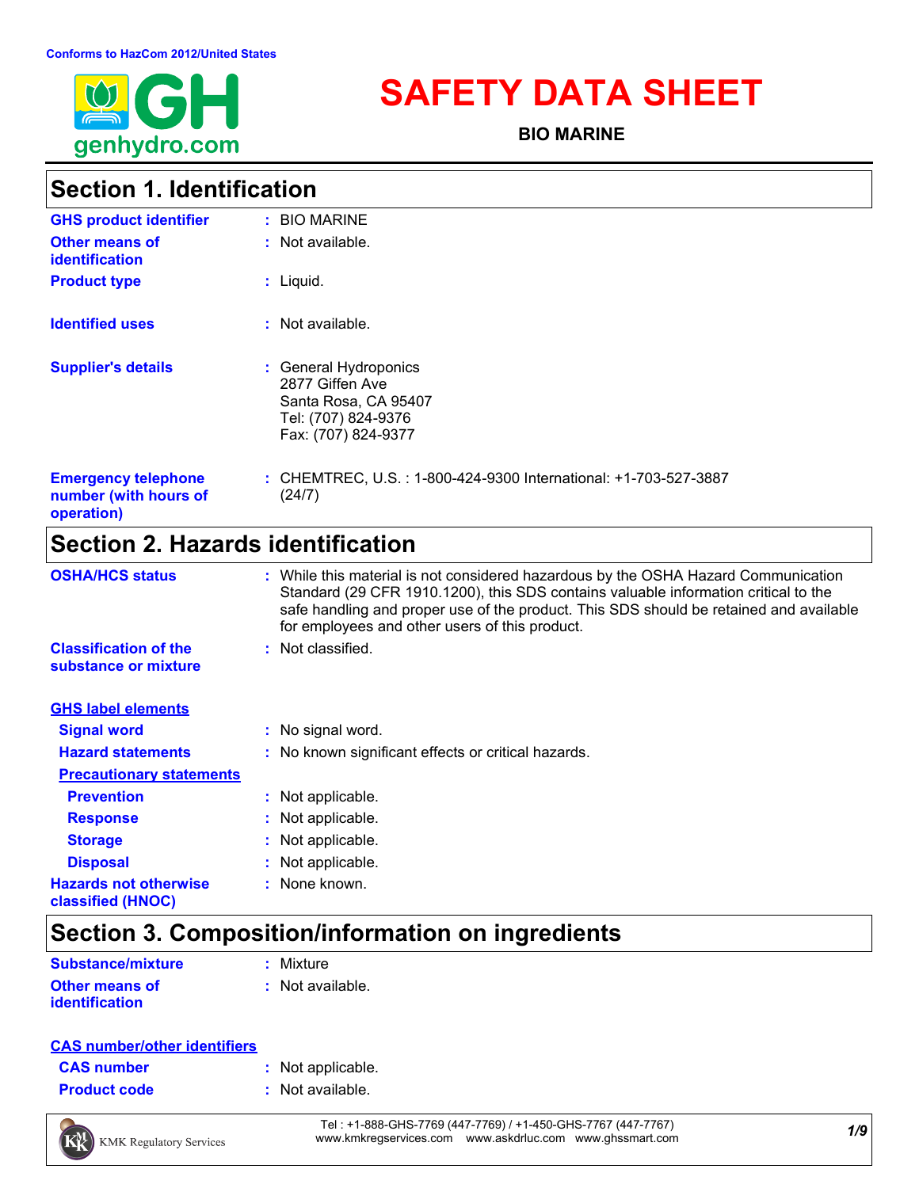Conforms to HazCom 2012/United States

genhydro.com

# SAFETY DATA SHEET

**BIO MARINE**

## Section 1. Identification

| | |
|---|---|
| **GHS product identifier** | : BIO MARINE |
| **Other means of identification** | : Not available. |
| **Product type** | : Liquid. |
| **Identified uses** | : Not available. |
| **Supplier's details** | : General Hydroponics<br>2877 Giffen Ave<br>Santa Rosa, CA 95407<br>Tel: (707) 824-9376<br>Fax: (707) 824-9377 |
| **Emergency telephone number (with hours of operation)** | : CHEMTREC, U.S. : 1-800-424-9300 International: +1-703-527-3887 (24/7) |

## Section 2. Hazards identification

| | |
|---|---|
| **OSHA/HCS status** | : While this material is not considered hazardous by the OSHA Hazard Communication Standard (29 CFR 1910.1200), this SDS contains valuable information critical to the safe handling and proper use of the product. This SDS should be retained and available for employees and other users of this product. |
| **Classification of the substance or mixture** | : Not classified. |

**GHS label elements**

| | |
|---|---|
| **Signal word** | : No signal word. |
| **Hazard statements** | : No known significant effects or critical hazards. |

**Precautionary statements**

| | |
|---|---|
| **Prevention** | : Not applicable. |
| **Response** | : Not applicable. |
| **Storage** | : Not applicable. |
| **Disposal** | : Not applicable. |
| **Hazards not otherwise classified (HNOC)** | : None known. |

## Section 3. Composition/information on ingredients

| | |
|---|---|
| **Substance/mixture** | : Mixture |
| **Other means of identification** | : Not available. |

**CAS number/other identifiers**

| | |
|---|---|
| **CAS number** | : Not applicable. |
| **Product code** | : Not available. |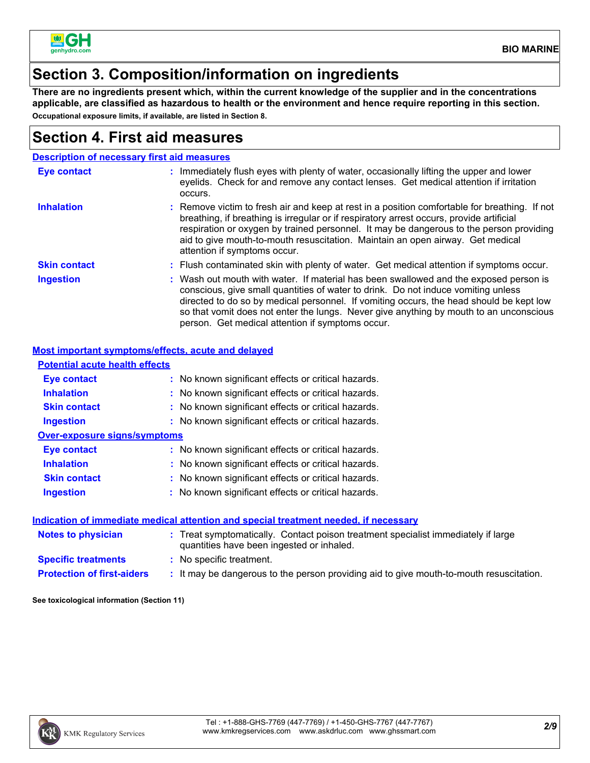## Section 3. Composition/information on ingredients

**There are no ingredients present which, within the current knowledge of the supplier and in the concentrations applicable, are classified as hazardous to health or the environment and hence require reporting in this section.**

**Occupational exposure limits, if available, are listed in Section 8.**

## Section 4. First aid measures

### Description of necessary first aid measures

| | |
|---|---|
| **Eye contact** | : Immediately flush eyes with plenty of water, occasionally lifting the upper and lower eyelids. Check for and remove any contact lenses. Get medical attention if irritation occurs. |
| **Inhalation** | : Remove victim to fresh air and keep at rest in a position comfortable for breathing. If not breathing, if breathing is irregular or if respiratory arrest occurs, provide artificial respiration or oxygen by trained personnel. It may be dangerous to the person providing aid to give mouth-to-mouth resuscitation. Maintain an open airway. Get medical attention if symptoms occur. |
| **Skin contact** | : Flush contaminated skin with plenty of water. Get medical attention if symptoms occur. |
| **Ingestion** | : Wash out mouth with water. If material has been swallowed and the exposed person is conscious, give small quantities of water to drink. Do not induce vomiting unless directed to do so by medical personnel. If vomiting occurs, the head should be kept low so that vomit does not enter the lungs. Never give anything by mouth to an unconscious person. Get medical attention if symptoms occur. |

### Most important symptoms/effects, acute and delayed

#### Potential acute health effects

| | |
|---|---|
| **Eye contact** | : No known significant effects or critical hazards. |
| **Inhalation** | : No known significant effects or critical hazards. |
| **Skin contact** | : No known significant effects or critical hazards. |
| **Ingestion** | : No known significant effects or critical hazards. |

#### Over-exposure signs/symptoms

| | |
|---|---|
| **Eye contact** | : No known significant effects or critical hazards. |
| **Inhalation** | : No known significant effects or critical hazards. |
| **Skin contact** | : No known significant effects or critical hazards. |
| **Ingestion** | : No known significant effects or critical hazards. |

### Indication of immediate medical attention and special treatment needed, if necessary

| | |
|---|---|
| **Notes to physician** | : Treat symptomatically. Contact poison treatment specialist immediately if large quantities have been ingested or inhaled. |
| **Specific treatments** | : No specific treatment. |
| **Protection of first-aiders** | : It may be dangerous to the person providing aid to give mouth-to-mouth resuscitation. |

**See toxicological information (Section 11)**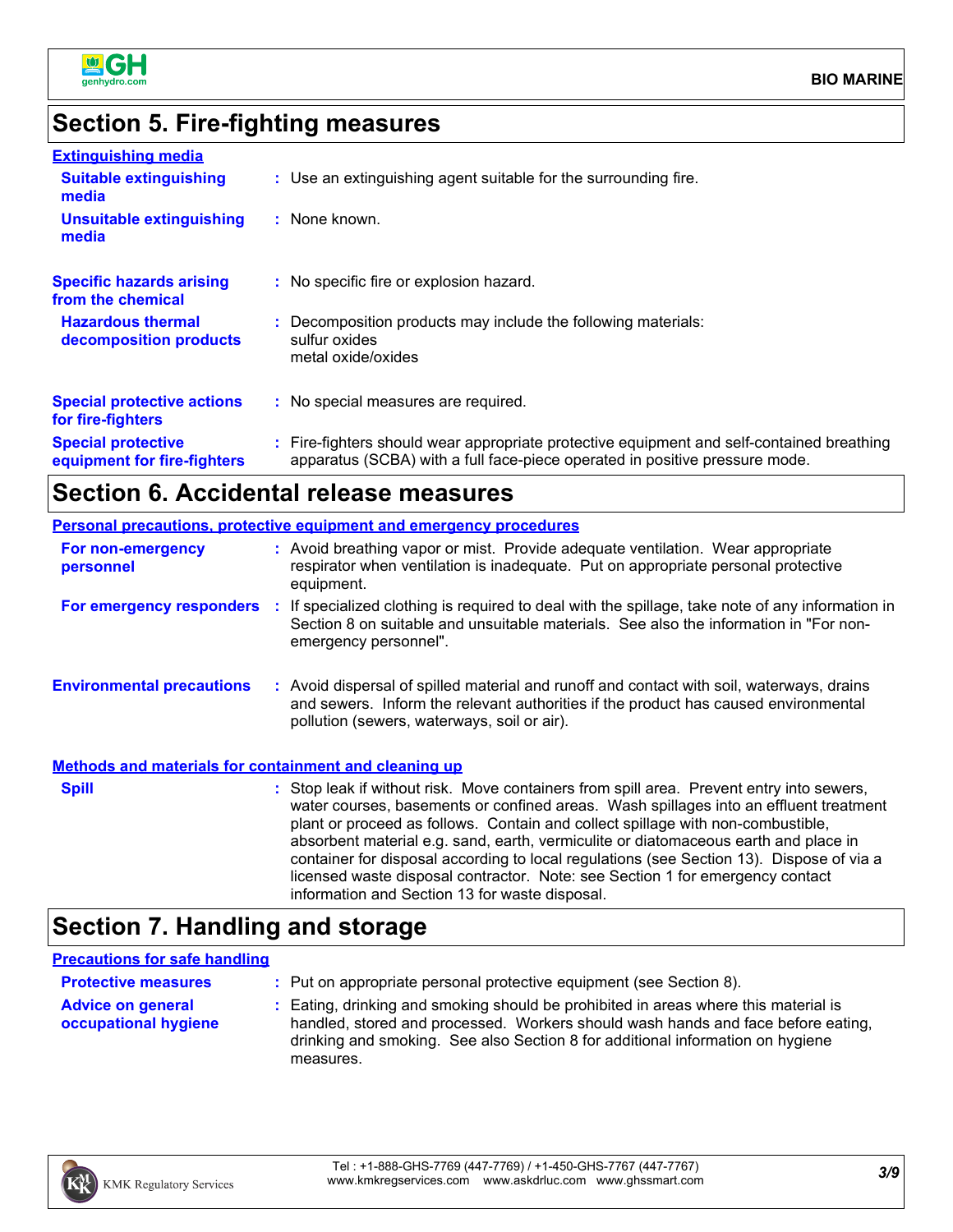## Section 5. Fire-fighting measures

**Extinguishing media**

**Suitable extinguishing media** : Use an extinguishing agent suitable for the surrounding fire.

**Unsuitable extinguishing media** : None known.

**Specific hazards arising from the chemical** : No specific fire or explosion hazard.

**Hazardous thermal decomposition products** : Decomposition products may include the following materials:
sulfur oxides
metal oxide/oxides

**Special protective actions for fire-fighters** : No special measures are required.

**Special protective equipment for fire-fighters** : Fire-fighters should wear appropriate protective equipment and self-contained breathing apparatus (SCBA) with a full face-piece operated in positive pressure mode.

## Section 6. Accidental release measures

**Personal precautions, protective equipment and emergency procedures**

**For non-emergency personnel** : Avoid breathing vapor or mist. Provide adequate ventilation. Wear appropriate respirator when ventilation is inadequate. Put on appropriate personal protective equipment.

**For emergency responders** : If specialized clothing is required to deal with the spillage, take note of any information in Section 8 on suitable and unsuitable materials. See also the information in "For non-emergency personnel".

**Environmental precautions** : Avoid dispersal of spilled material and runoff and contact with soil, waterways, drains and sewers. Inform the relevant authorities if the product has caused environmental pollution (sewers, waterways, soil or air).

**Methods and materials for containment and cleaning up**

**Spill** : Stop leak if without risk. Move containers from spill area. Prevent entry into sewers, water courses, basements or confined areas. Wash spillages into an effluent treatment plant or proceed as follows. Contain and collect spillage with non-combustible, absorbent material e.g. sand, earth, vermiculite or diatomaceous earth and place in container for disposal according to local regulations (see Section 13). Dispose of via a licensed waste disposal contractor. Note: see Section 1 for emergency contact information and Section 13 for waste disposal.

## Section 7. Handling and storage

**Precautions for safe handling**

**Protective measures** : Put on appropriate personal protective equipment (see Section 8).

**Advice on general occupational hygiene** : Eating, drinking and smoking should be prohibited in areas where this material is handled, stored and processed. Workers should wash hands and face before eating, drinking and smoking. See also Section 8 for additional information on hygiene measures.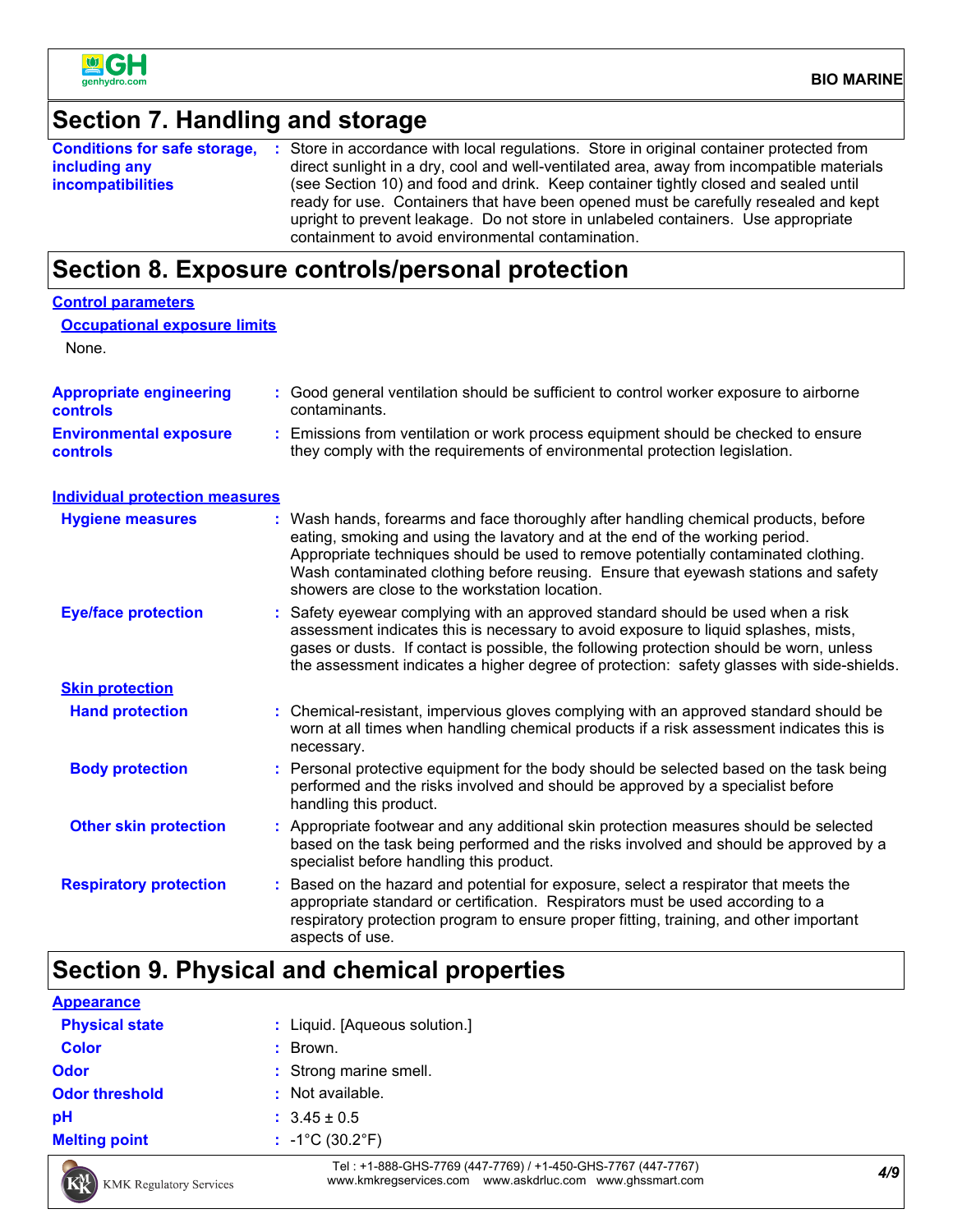## Section 7. Handling and storage

**Conditions for safe storage, including any incompatibilities** : Store in accordance with local regulations. Store in original container protected from direct sunlight in a dry, cool and well-ventilated area, away from incompatible materials (see Section 10) and food and drink. Keep container tightly closed and sealed until ready for use. Containers that have been opened must be carefully resealed and kept upright to prevent leakage. Do not store in unlabeled containers. Use appropriate containment to avoid environmental contamination.

## Section 8. Exposure controls/personal protection

### Control parameters

#### Occupational exposure limits

None.

**Appropriate engineering controls** : Good general ventilation should be sufficient to control worker exposure to airborne contaminants.

**Environmental exposure controls** : Emissions from ventilation or work process equipment should be checked to ensure they comply with the requirements of environmental protection legislation.

### Individual protection measures

**Hygiene measures** : Wash hands, forearms and face thoroughly after handling chemical products, before eating, smoking and using the lavatory and at the end of the working period. Appropriate techniques should be used to remove potentially contaminated clothing. Wash contaminated clothing before reusing. Ensure that eyewash stations and safety showers are close to the workstation location.

**Eye/face protection** : Safety eyewear complying with an approved standard should be used when a risk assessment indicates this is necessary to avoid exposure to liquid splashes, mists, gases or dusts. If contact is possible, the following protection should be worn, unless the assessment indicates a higher degree of protection: safety glasses with side-shields.

#### Skin protection

**Hand protection** : Chemical-resistant, impervious gloves complying with an approved standard should be worn at all times when handling chemical products if a risk assessment indicates this is necessary.

**Body protection** : Personal protective equipment for the body should be selected based on the task being performed and the risks involved and should be approved by a specialist before handling this product.

**Other skin protection** : Appropriate footwear and any additional skin protection measures should be selected based on the task being performed and the risks involved and should be approved by a specialist before handling this product.

**Respiratory protection** : Based on the hazard and potential for exposure, select a respirator that meets the appropriate standard or certification. Respirators must be used according to a respiratory protection program to ensure proper fitting, training, and other important aspects of use.

## Section 9. Physical and chemical properties

### Appearance

**Physical state** : Liquid. [Aqueous solution.]

**Color** : Brown.

**Odor** : Strong marine smell.

**Odor threshold** : Not available.

**pH** : 3.45 ± 0.5

**Melting point** : -1°C (30.2°F)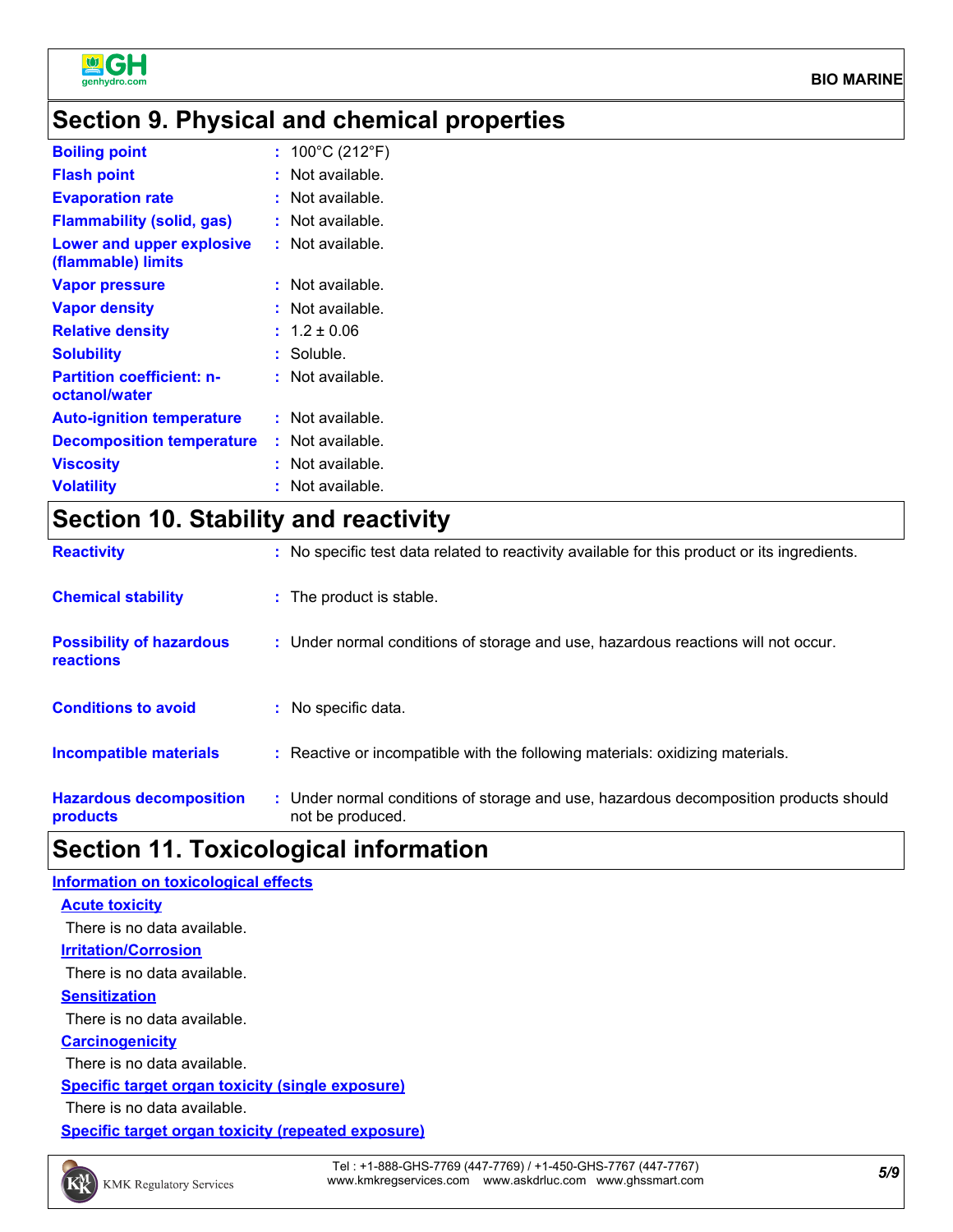## Section 9. Physical and chemical properties

| | | |
|---|---|---|
| **Boiling point** | : | 100°C (212°F) |
| **Flash point** | : | Not available. |
| **Evaporation rate** | : | Not available. |
| **Flammability (solid, gas)** | : | Not available. |
| **Lower and upper explosive (flammable) limits** | : | Not available. |
| **Vapor pressure** | : | Not available. |
| **Vapor density** | : | Not available. |
| **Relative density** | : | 1.2 ± 0.06 |
| **Solubility** | : | Soluble. |
| **Partition coefficient: n-octanol/water** | : | Not available. |
| **Auto-ignition temperature** | : | Not available. |
| **Decomposition temperature** | : | Not available. |
| **Viscosity** | : | Not available. |
| **Volatility** | : | Not available. |

## Section 10. Stability and reactivity

| | | |
|---|---|---|
| **Reactivity** | : | No specific test data related to reactivity available for this product or its ingredients. |
| **Chemical stability** | : | The product is stable. |
| **Possibility of hazardous reactions** | : | Under normal conditions of storage and use, hazardous reactions will not occur. |
| **Conditions to avoid** | : | No specific data. |
| **Incompatible materials** | : | Reactive or incompatible with the following materials: oxidizing materials. |
| **Hazardous decomposition products** | : | Under normal conditions of storage and use, hazardous decomposition products should not be produced. |

## Section 11. Toxicological information

**Information on toxicological effects**

**Acute toxicity**

There is no data available.

**Irritation/Corrosion**

There is no data available.

**Sensitization**

There is no data available.

**Carcinogenicity**

There is no data available.

**Specific target organ toxicity (single exposure)**

There is no data available.

**Specific target organ toxicity (repeated exposure)**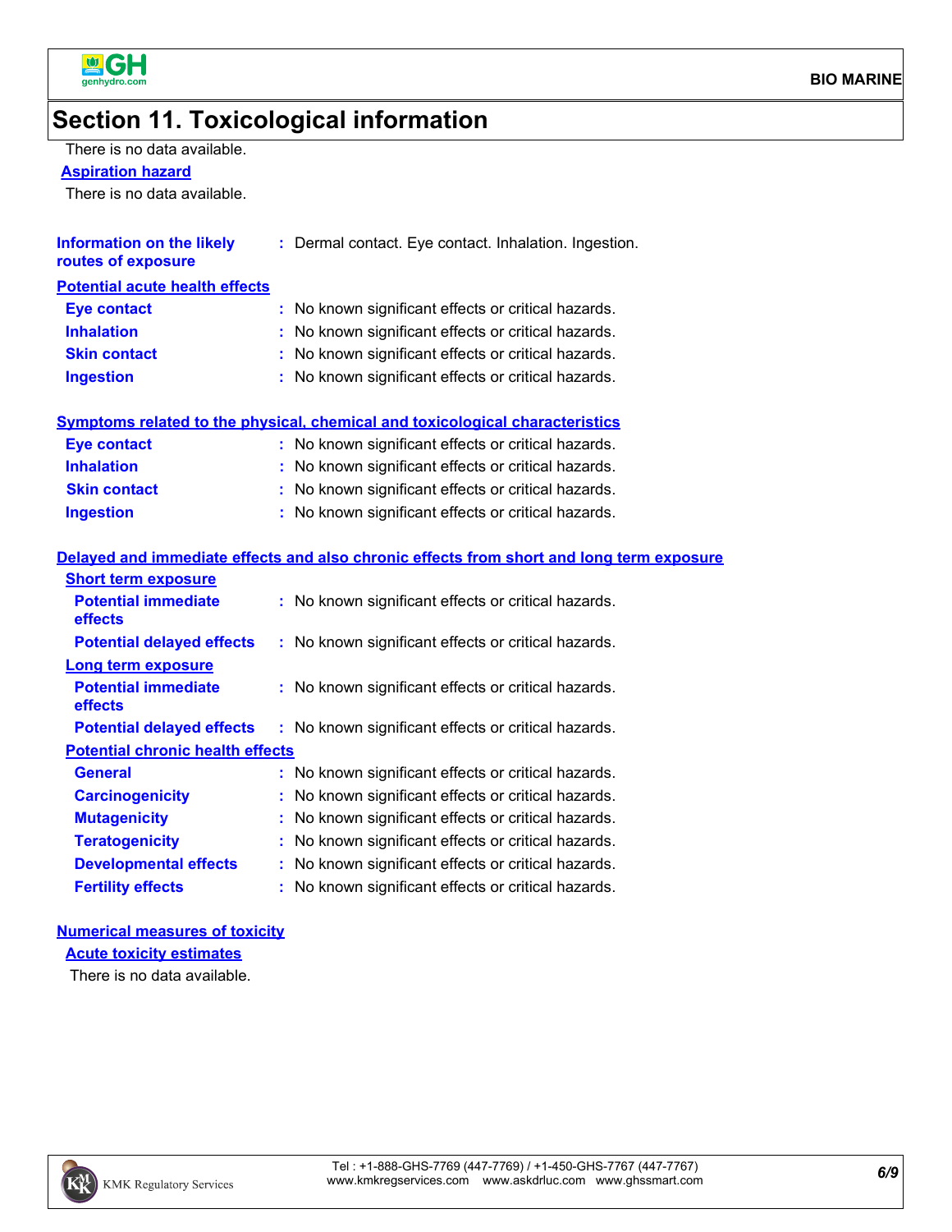## Section 11. Toxicological information

There is no data available.

**Aspiration hazard**

There is no data available.

| | |
|---|---|
| **Information on the likely routes of exposure** | : Dermal contact. Eye contact. Inhalation. Ingestion. |

**Potential acute health effects**

| | |
|---|---|
| **Eye contact** | : No known significant effects or critical hazards. |
| **Inhalation** | : No known significant effects or critical hazards. |
| **Skin contact** | : No known significant effects or critical hazards. |
| **Ingestion** | : No known significant effects or critical hazards. |

**Symptoms related to the physical, chemical and toxicological characteristics**

| | |
|---|---|
| **Eye contact** | : No known significant effects or critical hazards. |
| **Inhalation** | : No known significant effects or critical hazards. |
| **Skin contact** | : No known significant effects or critical hazards. |
| **Ingestion** | : No known significant effects or critical hazards. |

**Delayed and immediate effects and also chronic effects from short and long term exposure**

**Short term exposure**

| | |
|---|---|
| **Potential immediate effects** | : No known significant effects or critical hazards. |
| **Potential delayed effects** | : No known significant effects or critical hazards. |

**Long term exposure**

| | |
|---|---|
| **Potential immediate effects** | : No known significant effects or critical hazards. |
| **Potential delayed effects** | : No known significant effects or critical hazards. |

**Potential chronic health effects**

| | |
|---|---|
| **General** | : No known significant effects or critical hazards. |
| **Carcinogenicity** | : No known significant effects or critical hazards. |
| **Mutagenicity** | : No known significant effects or critical hazards. |
| **Teratogenicity** | : No known significant effects or critical hazards. |
| **Developmental effects** | : No known significant effects or critical hazards. |
| **Fertility effects** | : No known significant effects or critical hazards. |

**Numerical measures of toxicity**

**Acute toxicity estimates**

There is no data available.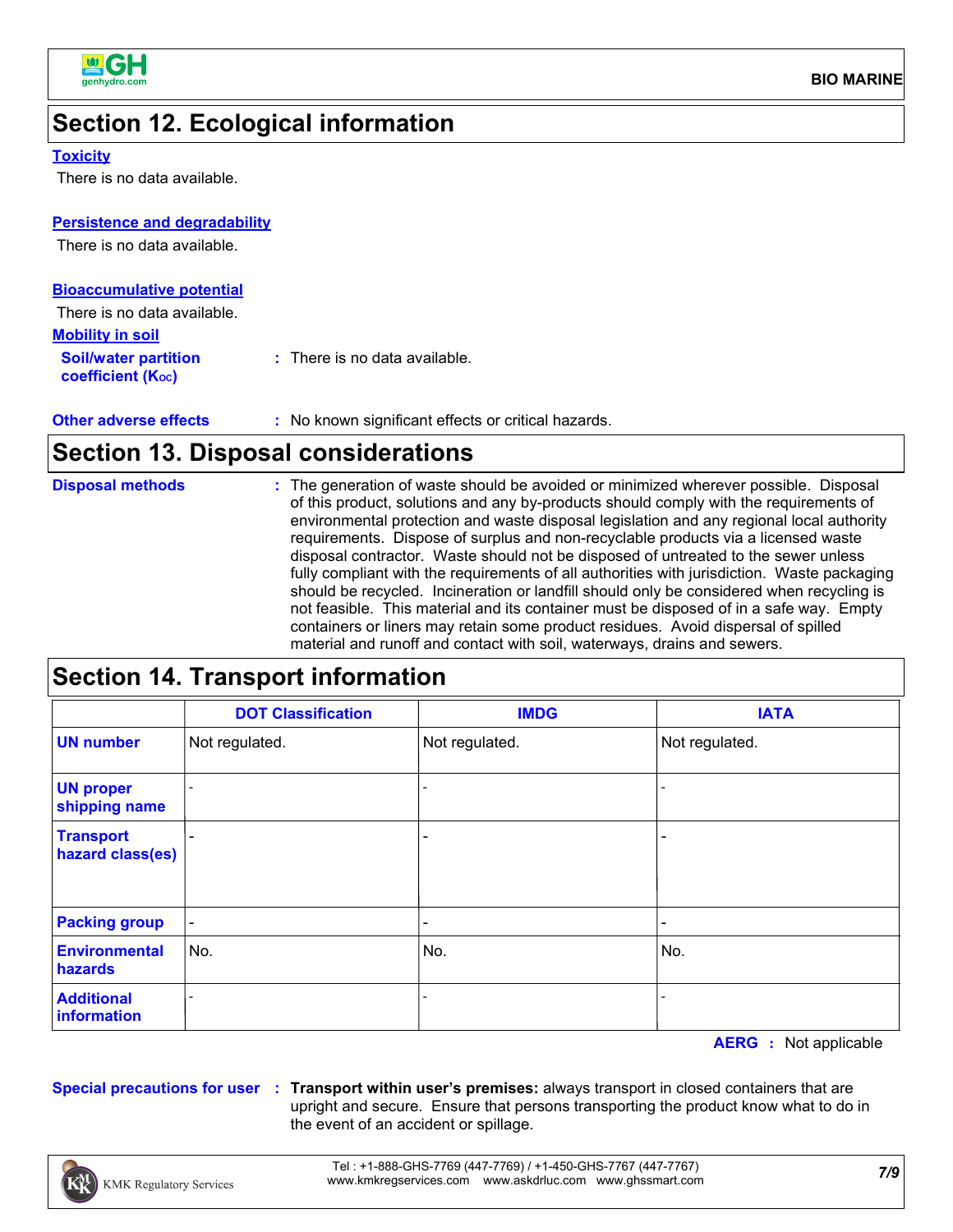## Section 12. Ecological information

**Toxicity**

There is no data available.

**Persistence and degradability**

There is no data available.

**Bioaccumulative potential**

There is no data available.

**Mobility in soil**

**Soil/water partition coefficient ($K_{OC}$)** : There is no data available.

**Other adverse effects** : No known significant effects or critical hazards.

## Section 13. Disposal considerations

**Disposal methods** : The generation of waste should be avoided or minimized wherever possible. Disposal of this product, solutions and any by-products should comply with the requirements of environmental protection and waste disposal legislation and any regional local authority requirements. Dispose of surplus and non-recyclable products via a licensed waste disposal contractor. Waste should not be disposed of untreated to the sewer unless fully compliant with the requirements of all authorities with jurisdiction. Waste packaging should be recycled. Incineration or landfill should only be considered when recycling is not feasible. This material and its container must be disposed of in a safe way. Empty containers or liners may retain some product residues. Avoid dispersal of spilled material and runoff and contact with soil, waterways, drains and sewers.

## Section 14. Transport information

| | DOT Classification | IMDG | IATA |
|---|---|---|---|
| **UN number** | Not regulated. | Not regulated. | Not regulated. |
| **UN proper shipping name** | - | - | - |
| **Transport hazard class(es)** | - | - | - |
| **Packing group** | - | - | - |
| **Environmental hazards** | No. | No. | No. |
| **Additional information** | - | - | - |

**AERG** : Not applicable

**Special precautions for user** : **Transport within user's premises:** always transport in closed containers that are upright and secure. Ensure that persons transporting the product know what to do in the event of an accident or spillage.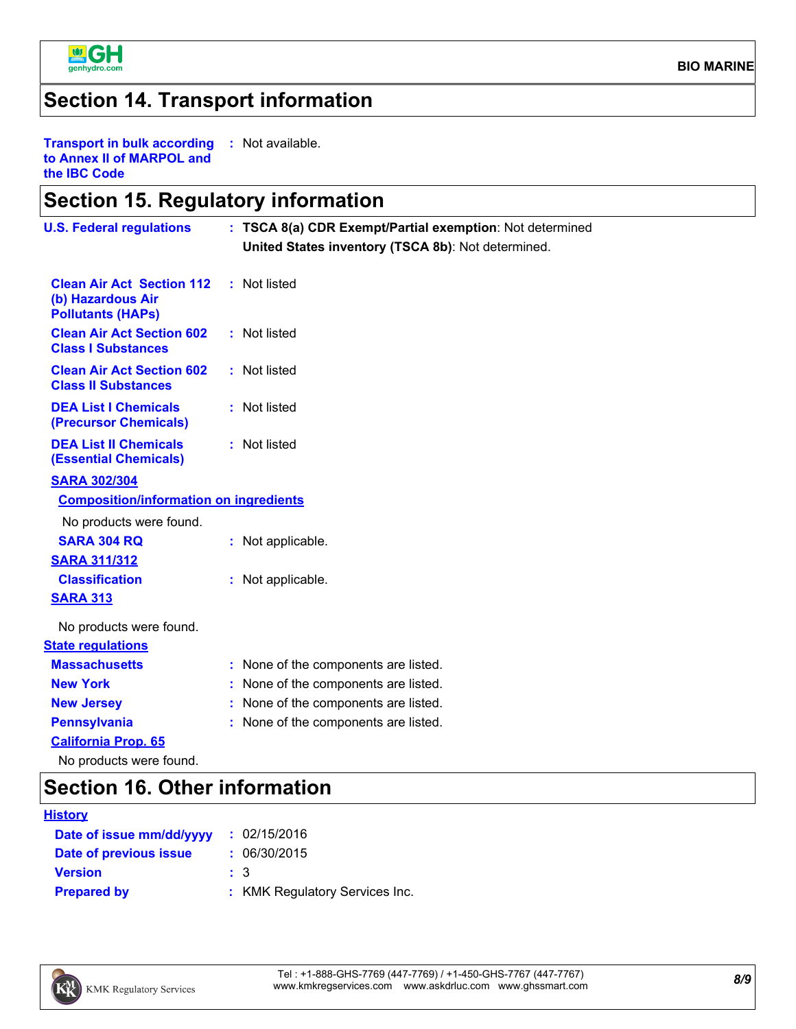## Section 14. Transport information

**Transport in bulk according to Annex II of MARPOL and the IBC Code** : Not available.

## Section 15. Regulatory information

**U.S. Federal regulations** : **TSCA 8(a) CDR Exempt/Partial exemption**: Not determined
**United States inventory (TSCA 8b)**: Not determined.

**Clean Air Act Section 112 (b) Hazardous Air Pollutants (HAPs)** : Not listed

**Clean Air Act Section 602 Class I Substances** : Not listed

**Clean Air Act Section 602 Class II Substances** : Not listed

**DEA List I Chemicals (Precursor Chemicals)** : Not listed

**DEA List II Chemicals (Essential Chemicals)** : Not listed

**SARA 302/304**

**Composition/information on ingredients**

No products were found.

**SARA 304 RQ** : Not applicable.

**SARA 311/312**

**Classification** : Not applicable.

**SARA 313**

No products were found.

**State regulations**

**Massachusetts** : None of the components are listed.

**New York** : None of the components are listed.

**New Jersey** : None of the components are listed.

**Pennsylvania** : None of the components are listed.

**California Prop. 65**

No products were found.

## Section 16. Other information

**History**

**Date of issue mm/dd/yyyy** : 02/15/2016

**Date of previous issue** : 06/30/2015

**Version** : 3

**Prepared by** : KMK Regulatory Services Inc.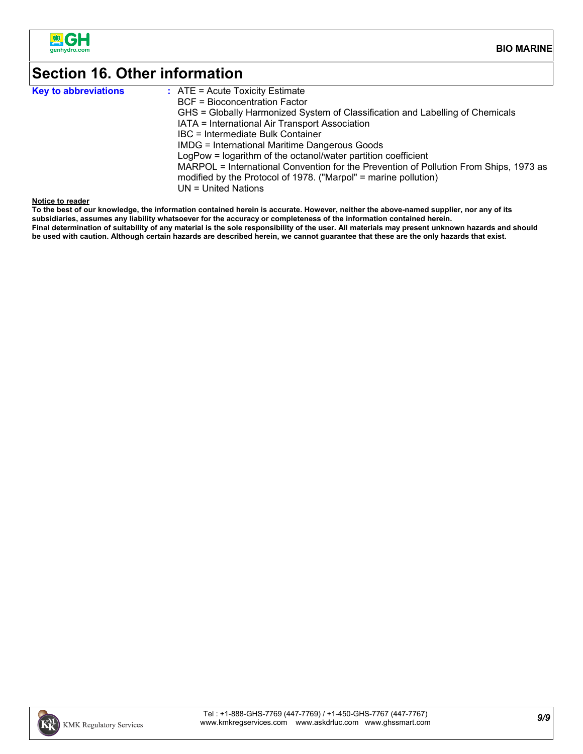## Section 16. Other information

**Key to abbreviations** : ATE = Acute Toxicity Estimate
BCF = Bioconcentration Factor
GHS = Globally Harmonized System of Classification and Labelling of Chemicals
IATA = International Air Transport Association
IBC = Intermediate Bulk Container
IMDG = International Maritime Dangerous Goods
LogPow = logarithm of the octanol/water partition coefficient
MARPOL = International Convention for the Prevention of Pollution From Ships, 1973 as modified by the Protocol of 1978. ("Marpol" = marine pollution)
UN = United Nations

**Notice to reader**

**To the best of our knowledge, the information contained herein is accurate. However, neither the above-named supplier, nor any of its subsidiaries, assumes any liability whatsoever for the accuracy or completeness of the information contained herein.**
**Final determination of suitability of any material is the sole responsibility of the user. All materials may present unknown hazards and should be used with caution. Although certain hazards are described herein, we cannot guarantee that these are the only hazards that exist.**